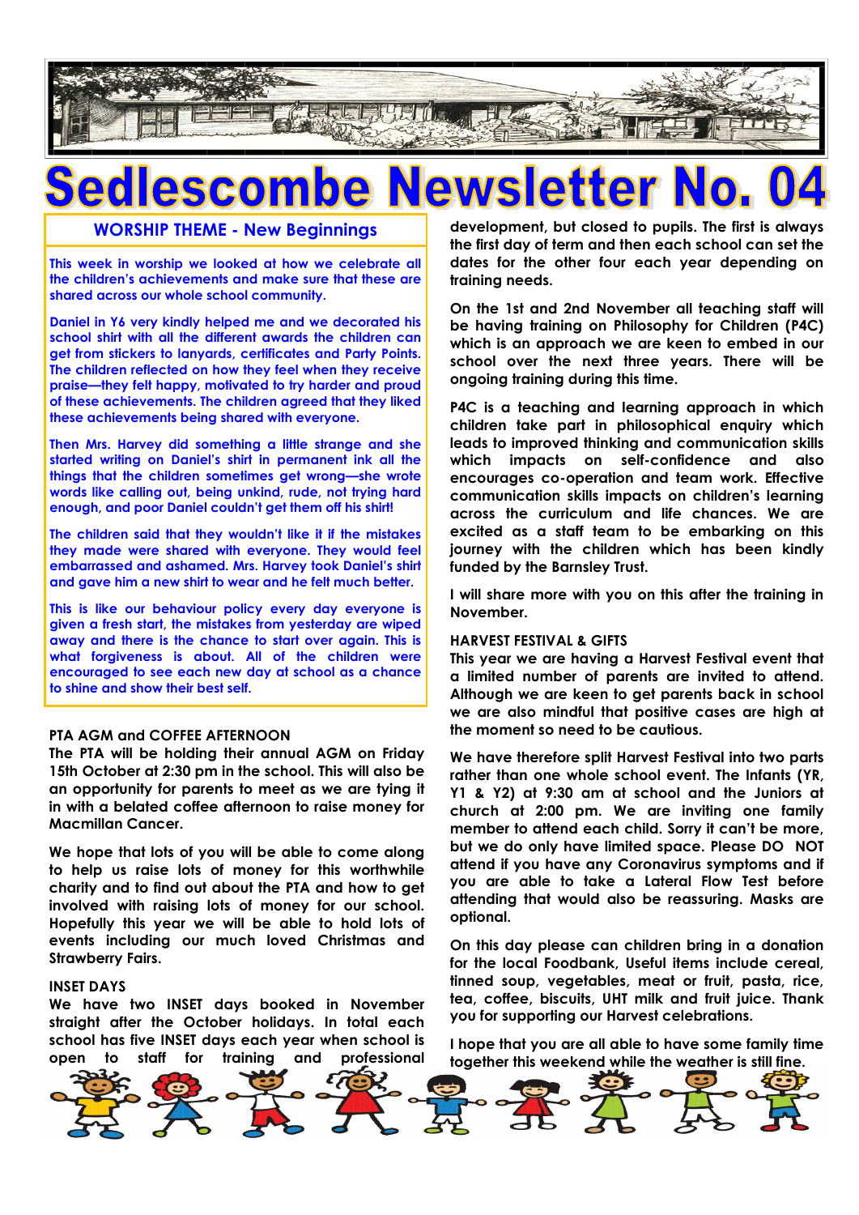# Sedlescombe Newsletter No. 04

## WORSHIP THEME - New Beginnings

This week in worship we looked at how we celebrate all the children's achievements and make sure that these are shared across our whole school community.

Daniel in Y6 very kindly helped me and we decorated his school shirt with all the different awards the children can get from stickers to lanyards, certificates and Party Points. The children reflected on how they feel when they receive praise—they felt happy, motivated to try harder and proud of these achievements. The children agreed that they liked these achievements being shared with everyone.

Then Mrs. Harvey did something a little strange and she started writing on Daniel's shirt in permanent ink all the things that the children sometimes get wrong—she wrote words like calling out, being unkind, rude, not trying hard enough, and poor Daniel couldn't get them off his shirt!

The children said that they wouldn't like it if the mistakes they made were shared with everyone. They would feel embarrassed and ashamed. Mrs. Harvey took Daniel's shirt and gave him a new shirt to wear and he felt much better.

This is like our behaviour policy every day everyone is given a fresh start, the mistakes from yesterday are wiped away and there is the chance to start over again. This is what forgiveness is about. All of the children were encouraged to see each new day at school as a chance to shine and show their best self.

### PTA AGM and COFFEE AFTERNOON

The PTA will be holding their annual AGM on Friday 15th October at 2:30 pm in the school. This will also be an opportunity for parents to meet as we are tying it in with a belated coffee afternoon to raise money for Macmillan Cancer.

We hope that lots of you will be able to come along to help us raise lots of money for this worthwhile charity and to find out about the PTA and how to get involved with raising lots of money for our school. Hopefully this year we will be able to hold lots of events including our much loved Christmas and Strawberry Fairs.

### INSET DAYS

We have two INSET days booked in November straight after the October holidays. In total each school has five INSET days each year when school is open to staff for training and professional development, but closed to pupils. The first is always the first day of term and then each school can set the dates for the other four each year depending on training needs.

On the 1st and 2nd November all teaching staff will be having training on Philosophy for Children (P4C) which is an approach we are keen to embed in our school over the next three years. There will be ongoing training during this time.

P4C is a teaching and learning approach in which children take part in philosophical enquiry which leads to improved thinking and communication skills which impacts on self-confidence and also encourages co-operation and team work. Effective communication skills impacts on children's learning across the curriculum and life chances. We are excited as a staff team to be embarking on this journey with the children which has been kindly funded by the Barnsley Trust.

I will share more with you on this after the training in November.

### HARVEST FESTIVAL & GIFTS

This year we are having a Harvest Festival event that a limited number of parents are invited to attend. Although we are keen to get parents back in school we are also mindful that positive cases are high at the moment so need to be cautious.

We have therefore split Harvest Festival into two parts rather than one whole school event. The Infants (YR, Y1 & Y2) at 9:30 am at school and the Juniors at church at 2:00 pm. We are inviting one family member to attend each child. Sorry it can't be more, but we do only have limited space. Please DO NOT attend if you have any Coronavirus symptoms and if you are able to take a Lateral Flow Test before attending that would also be reassuring. Masks are optional.

On this day please can children bring in a donation for the local Foodbank, Useful items include cereal, tinned soup, vegetables, meat or fruit, pasta, rice, tea, coffee, biscuits, UHT milk and fruit juice. Thank you for supporting our Harvest celebrations.

I hope that you are all able to have some family time together this weekend while the weather is still fine.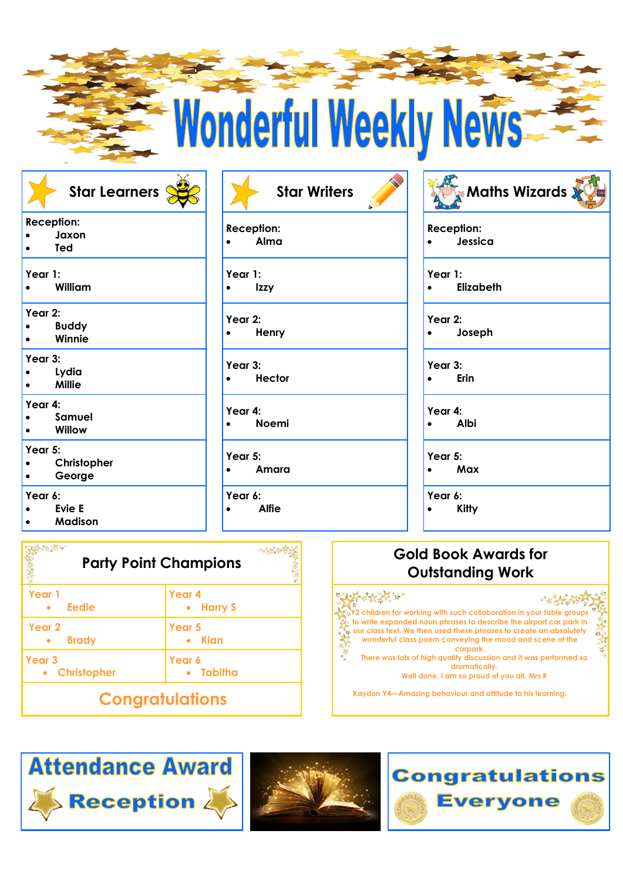# Wonderful Weekly News

## Star Learners

**Reception:**
- Jaxon
- Ted

**Year 1:**
- William

**Year 2:**
- Buddy
- Winnie

**Year 3:**
- Lydia
- Millie

**Year 4:**
- Samuel
- Willow

**Year 5:**
- Christopher
- George

**Year 6:**
- Evie E
- Madison

## Star Writers

**Reception:**
- Alma

**Year 1:**
- Izzy

**Year 2:**
- Henry

**Year 3:**
- Hector

**Year 4:**
- Noemi

**Year 5:**
- Amara

**Year 6:**
- Alfie

## Maths Wizards

**Reception:**
- Jessica

**Year 1:**
- Elizabeth

**Year 2:**
- Joseph

**Year 3:**
- Erin

**Year 4:**
- Albi

**Year 5:**
- Max

**Year 6:**
- Kitty

## Party Point Champions

| | |
|---|---|
| Year 1 • Eedie | Year 4 • Harry S |
| Year 2 • Brady | Year 5 • Kian |
| Year 3 • Christopher | Year 6 • Tabitha |

Congratulations

## Gold Book Awards for Outstanding Work

Y2 children for working with such collaboration in your table groups to write expanded noun phrases to describe the airport car park in our class text. We then used these phrases to create an absolutely wonderful class poem conveying the mood and scene of the carpark.
There was lots of high quality discussion and it was performed so dramatically.
Well done, I am so proud of you all. Mrs R

Kaydon Y4—Amazing behaviour and attitude to his learning.

## Attendance Award

Reception

## Congratulations Everyone